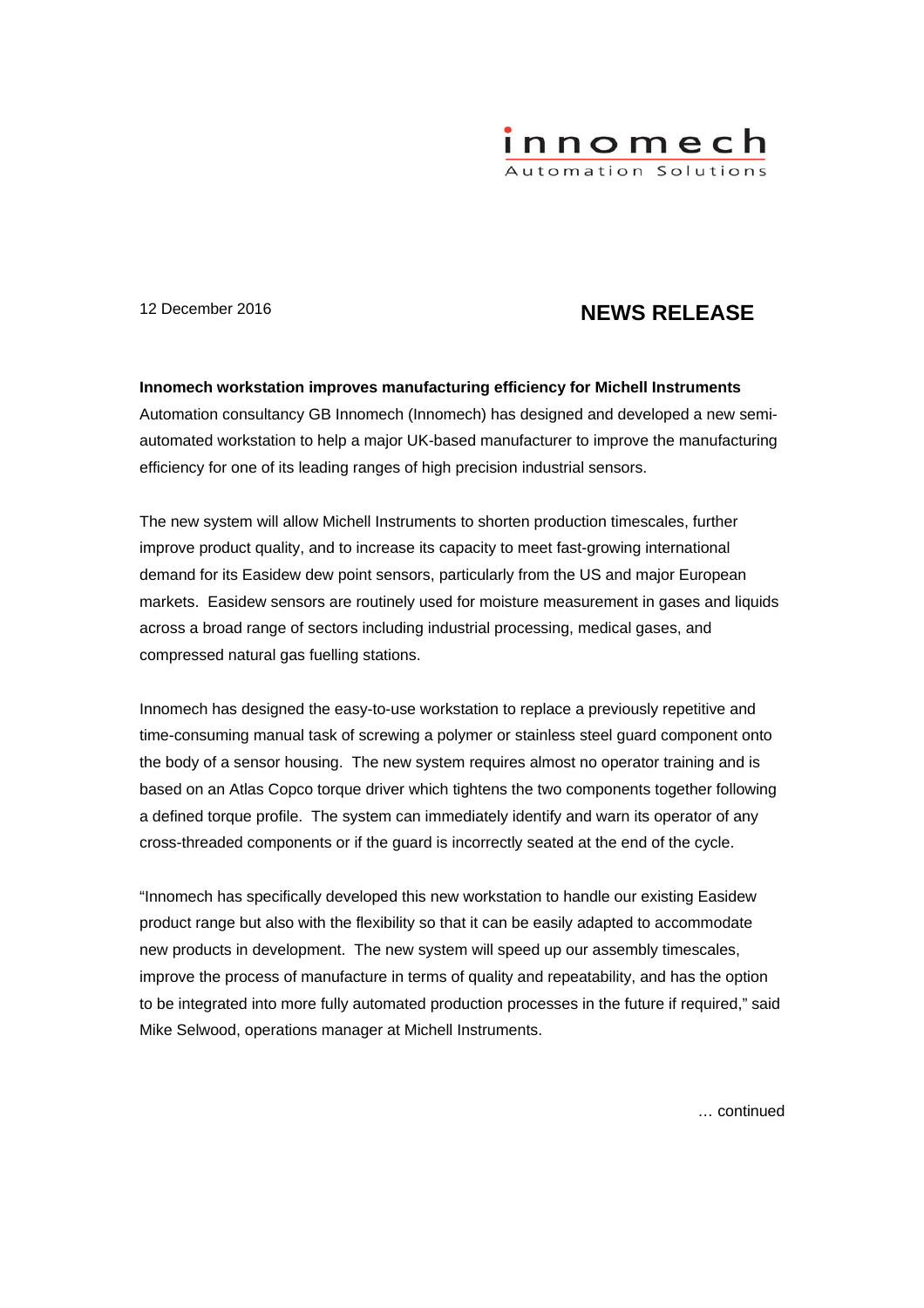innomech
Automation Solutions

12 December 2016

# NEWS RELEASE

**Innomech workstation improves manufacturing efficiency for Michell Instruments**

Automation consultancy GB Innomech (Innomech) has designed and developed a new semi-automated workstation to help a major UK-based manufacturer to improve the manufacturing efficiency for one of its leading ranges of high precision industrial sensors.

The new system will allow Michell Instruments to shorten production timescales, further improve product quality, and to increase its capacity to meet fast-growing international demand for its Easidew dew point sensors, particularly from the US and major European markets. Easidew sensors are routinely used for moisture measurement in gases and liquids across a broad range of sectors including industrial processing, medical gases, and compressed natural gas fuelling stations.

Innomech has designed the easy-to-use workstation to replace a previously repetitive and time-consuming manual task of screwing a polymer or stainless steel guard component onto the body of a sensor housing. The new system requires almost no operator training and is based on an Atlas Copco torque driver which tightens the two components together following a defined torque profile. The system can immediately identify and warn its operator of any cross-threaded components or if the guard is incorrectly seated at the end of the cycle.

"Innomech has specifically developed this new workstation to handle our existing Easidew product range but also with the flexibility so that it can be easily adapted to accommodate new products in development. The new system will speed up our assembly timescales, improve the process of manufacture in terms of quality and repeatability, and has the option to be integrated into more fully automated production processes in the future if required," said Mike Selwood, operations manager at Michell Instruments.

… continued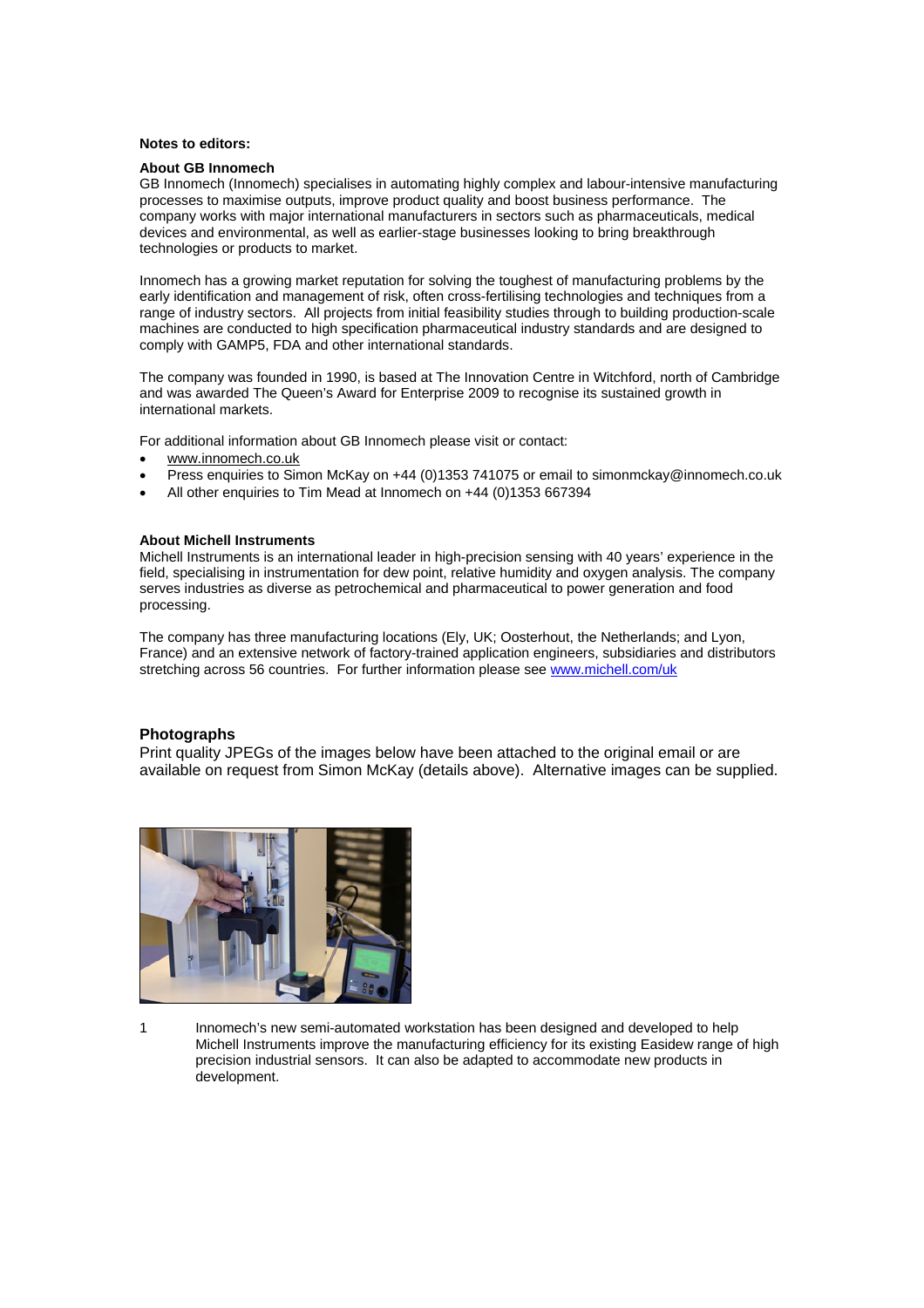**Notes to editors:**

**About GB Innomech**

GB Innomech (Innomech) specialises in automating highly complex and labour-intensive manufacturing processes to maximise outputs, improve product quality and boost business performance. The company works with major international manufacturers in sectors such as pharmaceuticals, medical devices and environmental, as well as earlier-stage businesses looking to bring breakthrough technologies or products to market.

Innomech has a growing market reputation for solving the toughest of manufacturing problems by the early identification and management of risk, often cross-fertilising technologies and techniques from a range of industry sectors. All projects from initial feasibility studies through to building production-scale machines are conducted to high specification pharmaceutical industry standards and are designed to comply with GAMP5, FDA and other international standards.

The company was founded in 1990, is based at The Innovation Centre in Witchford, north of Cambridge and was awarded The Queen's Award for Enterprise 2009 to recognise its sustained growth in international markets.

For additional information about GB Innomech please visit or contact:

- www.innomech.co.uk
- Press enquiries to Simon McKay on +44 (0)1353 741075 or email to simonmckay@innomech.co.uk
- All other enquiries to Tim Mead at Innomech on +44 (0)1353 667394

**About Michell Instruments**

Michell Instruments is an international leader in high-precision sensing with 40 years' experience in the field, specialising in instrumentation for dew point, relative humidity and oxygen analysis. The company serves industries as diverse as petrochemical and pharmaceutical to power generation and food processing.

The company has three manufacturing locations (Ely, UK; Oosterhout, the Netherlands; and Lyon, France) and an extensive network of factory-trained application engineers, subsidiaries and distributors stretching across 56 countries. For further information please see www.michell.com/uk

## Photographs

Print quality JPEGs of the images below have been attached to the original email or are available on request from Simon McKay (details above). Alternative images can be supplied.

1 Innomech's new semi-automated workstation has been designed and developed to help Michell Instruments improve the manufacturing efficiency for its existing Easidew range of high precision industrial sensors. It can also be adapted to accommodate new products in development.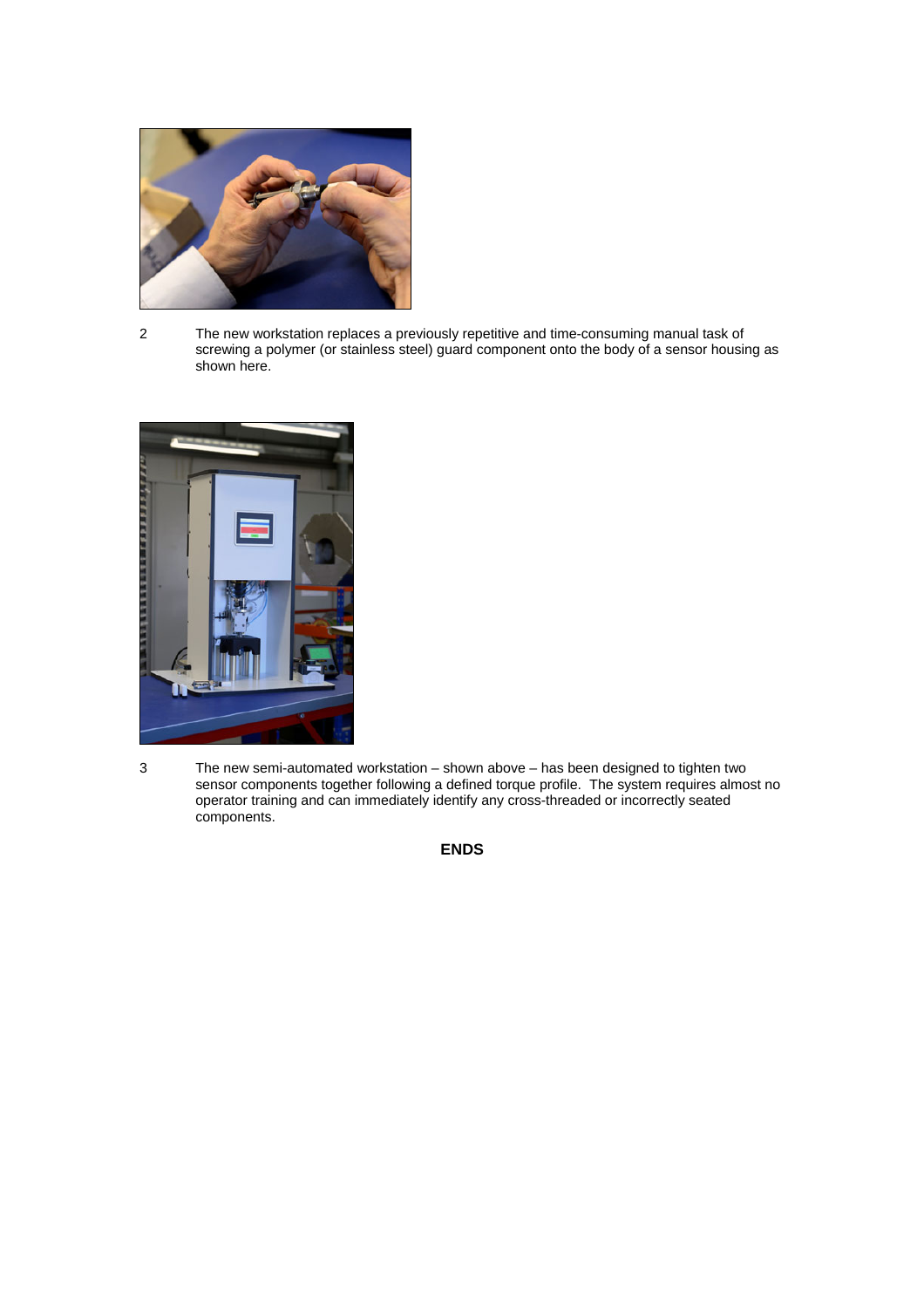2 The new workstation replaces a previously repetitive and time-consuming manual task of screwing a polymer (or stainless steel) guard component onto the body of a sensor housing as shown here.

3 The new semi-automated workstation – shown above – has been designed to tighten two sensor components together following a defined torque profile. The system requires almost no operator training and can immediately identify any cross-threaded or incorrectly seated components.

**ENDS**